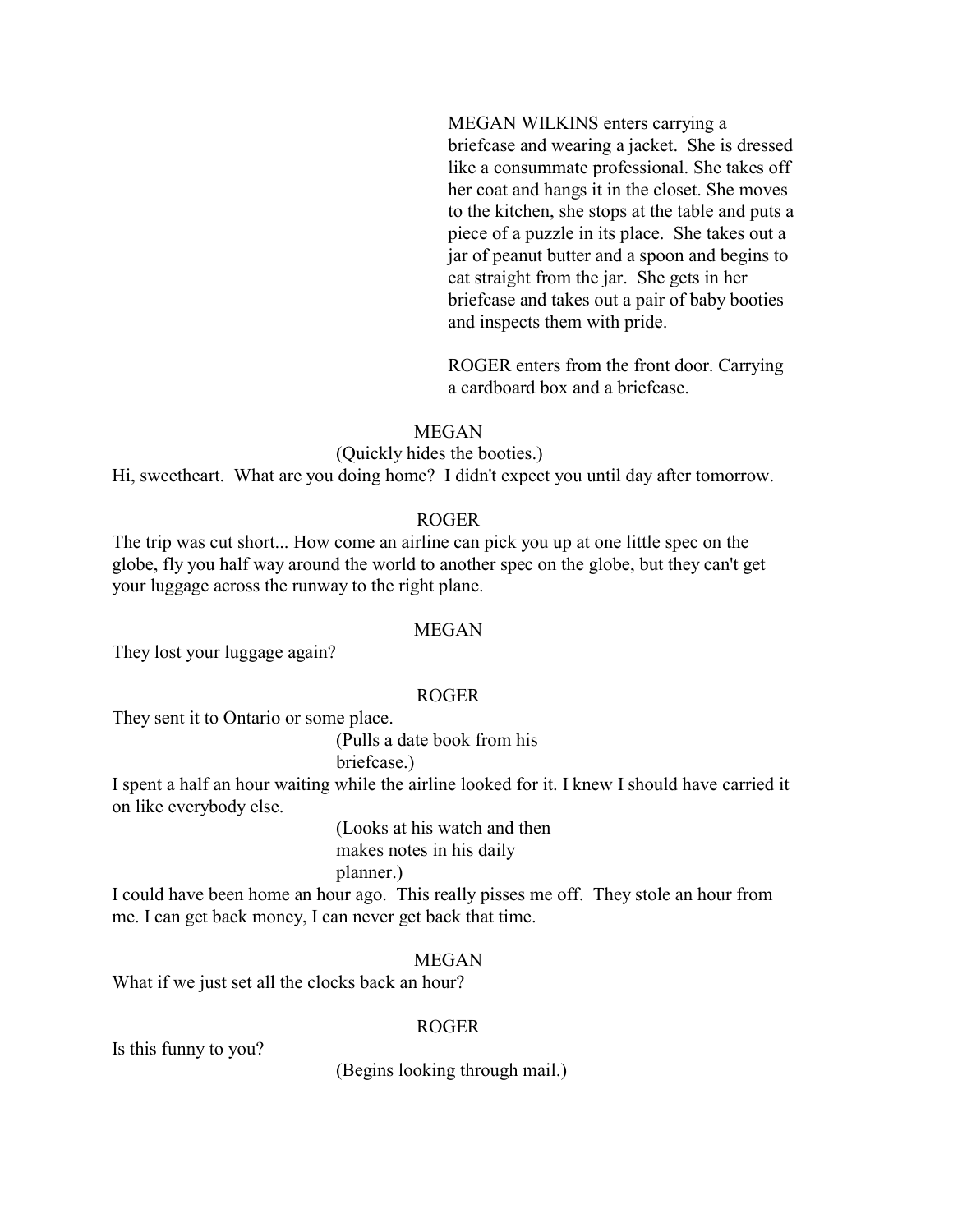MEGAN WILKINS enters carrying a briefcase and wearing a jacket. She is dressed like a consummate professional. She takes off her coat and hangs it in the closet. She moves to the kitchen, she stops at the table and puts a piece of a puzzle in its place. She takes out a jar of peanut butter and a spoon and begins to eat straight from the jar. She gets in her briefcase and takes out a pair of baby booties and inspects them with pride.

ROGER enters from the front door. Carrying a cardboard box and a briefcase.

MEGAN

(Quickly hides the booties.)

Hi, sweetheart. What are you doing home? I didn't expect you until day after tomorrow.

ROGER

The trip was cut short... How come an airline can pick you up at one little spec on the globe, fly you half way around the world to another spec on the globe, but they can't get your luggage across the runway to the right plane.

MEGAN

They lost your luggage again?

ROGER

They sent it to Ontario or some place.

(Pulls a date book from his briefcase.)

I spent a half an hour waiting while the airline looked for it. I knew I should have carried it on like everybody else.

(Looks at his watch and then makes notes in his daily planner.)

I could have been home an hour ago. This really pisses me off. They stole an hour from me. I can get back money, I can never get back that time.

MEGAN

What if we just set all the clocks back an hour?

ROGER

Is this funny to you?

(Begins looking through mail.)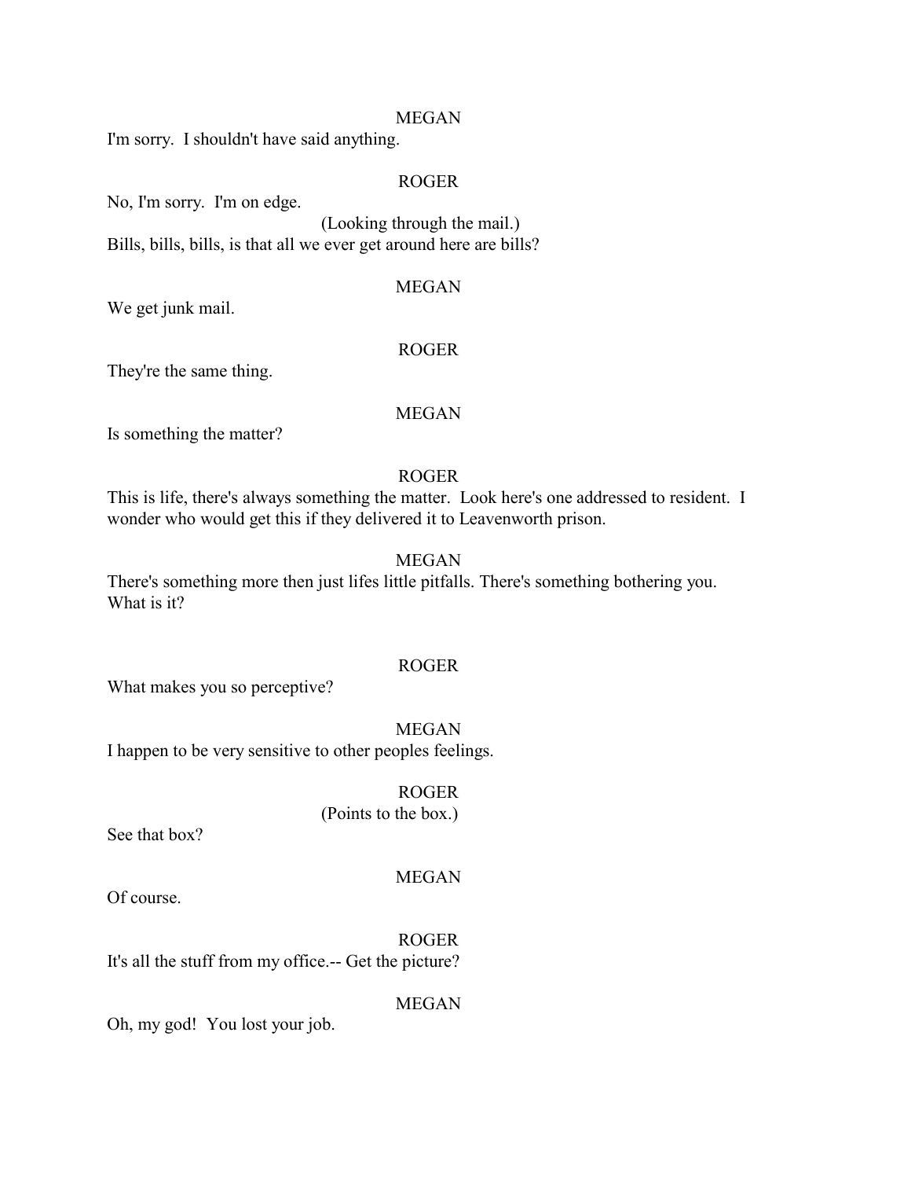MEGAN

I'm sorry. I shouldn't have said anything.

ROGER

No, I'm sorry. I'm on edge.

(Looking through the mail.)

Bills, bills, bills, is that all we ever get around here are bills?

MEGAN

We get junk mail.

ROGER

They're the same thing.

MEGAN

Is something the matter?

ROGER

This is life, there's always something the matter. Look here's one addressed to resident. I wonder who would get this if they delivered it to Leavenworth prison.

MEGAN

There's something more then just lifes little pitfalls. There's something bothering you. What is it?

ROGER

What makes you so perceptive?

MEGAN

I happen to be very sensitive to other peoples feelings.

ROGER

(Points to the box.)

See that box?

MEGAN

Of course.

ROGER

It's all the stuff from my office.-- Get the picture?

MEGAN

Oh, my god! You lost your job.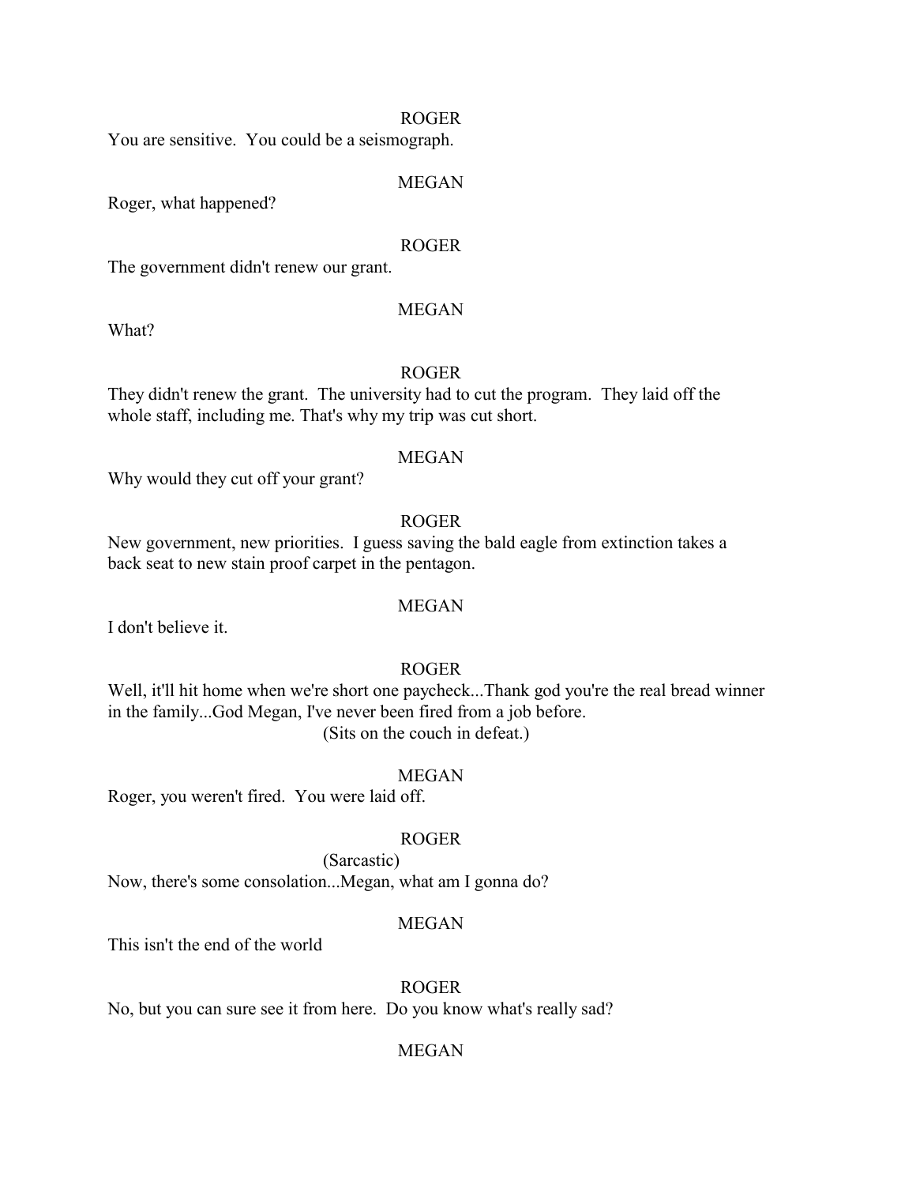ROGER

You are sensitive. You could be a seismograph.

MEGAN

Roger, what happened?

ROGER

The government didn't renew our grant.

MEGAN

What?

ROGER

They didn't renew the grant. The university had to cut the program. They laid off the whole staff, including me. That's why my trip was cut short.

MEGAN

Why would they cut off your grant?

ROGER

New government, new priorities. I guess saving the bald eagle from extinction takes a back seat to new stain proof carpet in the pentagon.

MEGAN

I don't believe it.

ROGER

Well, it'll hit home when we're short one paycheck...Thank god you're the real bread winner in the family...God Megan, I've never been fired from a job before.

(Sits on the couch in defeat.)

MEGAN

Roger, you weren't fired. You were laid off.

ROGER

(Sarcastic)

Now, there's some consolation...Megan, what am I gonna do?

MEGAN

This isn't the end of the world

ROGER

No, but you can sure see it from here. Do you know what's really sad?

MEGAN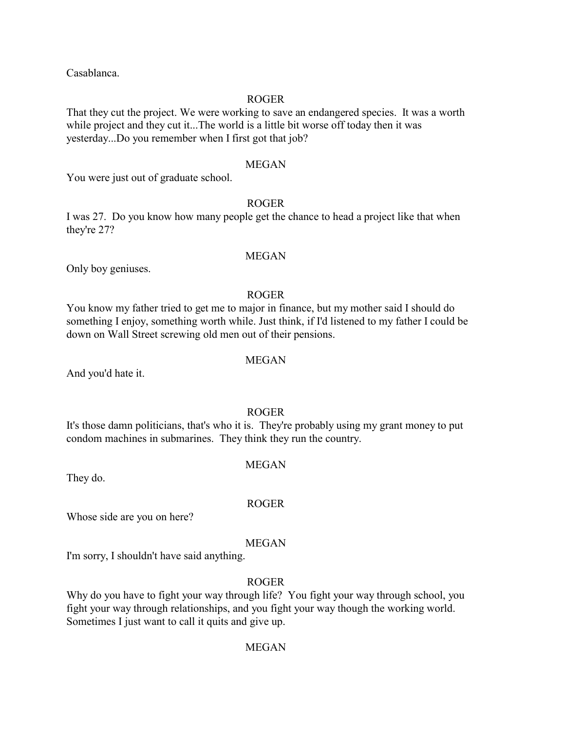Casablanca.

ROGER

That they cut the project. We were working to save an endangered species. It was a worth while project and they cut it...The world is a little bit worse off today then it was yesterday...Do you remember when I first got that job?

MEGAN

You were just out of graduate school.

ROGER

I was 27. Do you know how many people get the chance to head a project like that when they're 27?

MEGAN

Only boy geniuses.

ROGER

You know my father tried to get me to major in finance, but my mother said I should do something I enjoy, something worth while. Just think, if I'd listened to my father I could be down on Wall Street screwing old men out of their pensions.

MEGAN

And you'd hate it.

ROGER

It's those damn politicians, that's who it is. They're probably using my grant money to put condom machines in submarines. They think they run the country.

MEGAN

They do.

ROGER

Whose side are you on here?

MEGAN

I'm sorry, I shouldn't have said anything.

ROGER

Why do you have to fight your way through life? You fight your way through school, you fight your way through relationships, and you fight your way though the working world. Sometimes I just want to call it quits and give up.

MEGAN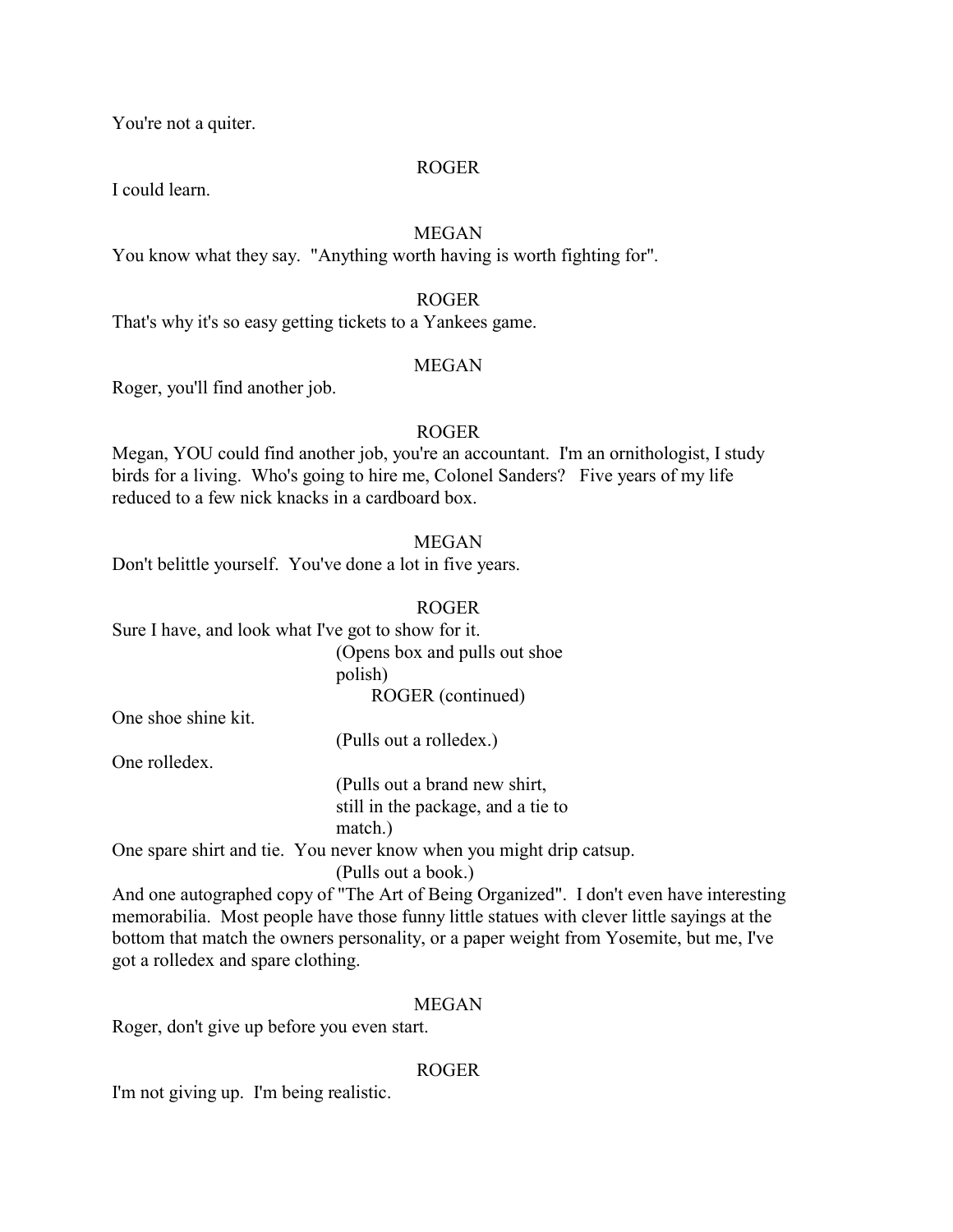You're not a quiter.

ROGER

I could learn.

MEGAN

You know what they say. "Anything worth having is worth fighting for".

ROGER

That's why it's so easy getting tickets to a Yankees game.

MEGAN

Roger, you'll find another job.

ROGER

Megan, YOU could find another job, you're an accountant. I'm an ornithologist, I study birds for a living. Who's going to hire me, Colonel Sanders? Five years of my life reduced to a few nick knacks in a cardboard box.

MEGAN

Don't belittle yourself. You've done a lot in five years.

ROGER

Sure I have, and look what I've got to show for it.

(Opens box and pulls out shoe polish)

ROGER (continued)

One shoe shine kit.

(Pulls out a rolledex.)

One rolledex.

(Pulls out a brand new shirt, still in the package, and a tie to match.)

One spare shirt and tie. You never know when you might drip catsup.

(Pulls out a book.)

And one autographed copy of "The Art of Being Organized". I don't even have interesting memorabilia. Most people have those funny little statues with clever little sayings at the bottom that match the owners personality, or a paper weight from Yosemite, but me, I've got a rolledex and spare clothing.

MEGAN

Roger, don't give up before you even start.

ROGER

I'm not giving up. I'm being realistic.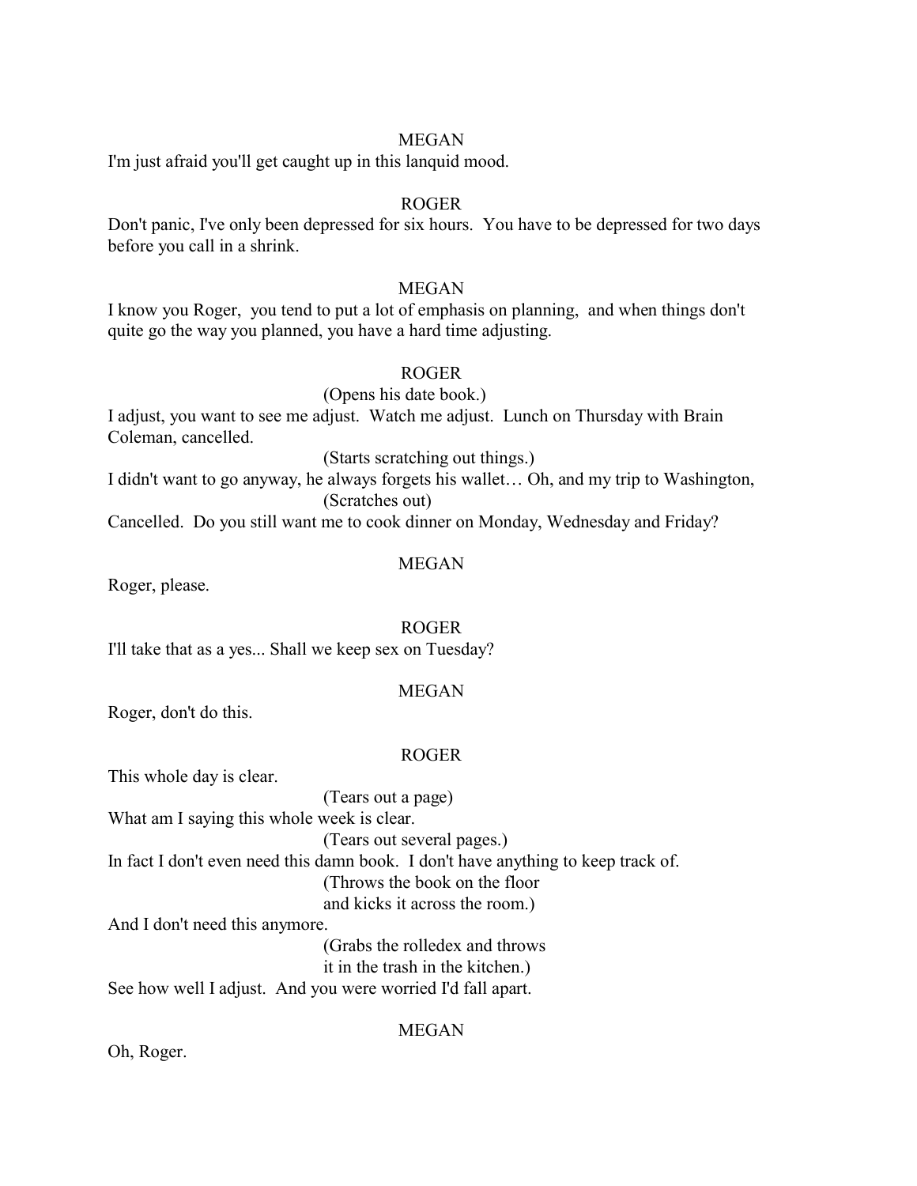MEGAN

I'm just afraid you'll get caught up in this lanquid mood.

ROGER

Don't panic, I've only been depressed for six hours. You have to be depressed for two days before you call in a shrink.

MEGAN

I know you Roger, you tend to put a lot of emphasis on planning, and when things don't quite go the way you planned, you have a hard time adjusting.

ROGER

(Opens his date book.)

I adjust, you want to see me adjust. Watch me adjust. Lunch on Thursday with Brain Coleman, cancelled.

(Starts scratching out things.)

I didn't want to go anyway, he always forgets his wallet… Oh, and my trip to Washington,

(Scratches out)

Cancelled. Do you still want me to cook dinner on Monday, Wednesday and Friday?

MEGAN

Roger, please.

ROGER

I'll take that as a yes... Shall we keep sex on Tuesday?

MEGAN

Roger, don't do this.

ROGER

This whole day is clear.

(Tears out a page)

What am I saying this whole week is clear.

(Tears out several pages.)

In fact I don't even need this damn book. I don't have anything to keep track of.

(Throws the book on the floor and kicks it across the room.)

And I don't need this anymore.

(Grabs the rolledex and throws it in the trash in the kitchen.)

See how well I adjust. And you were worried I'd fall apart.

MEGAN

Oh, Roger.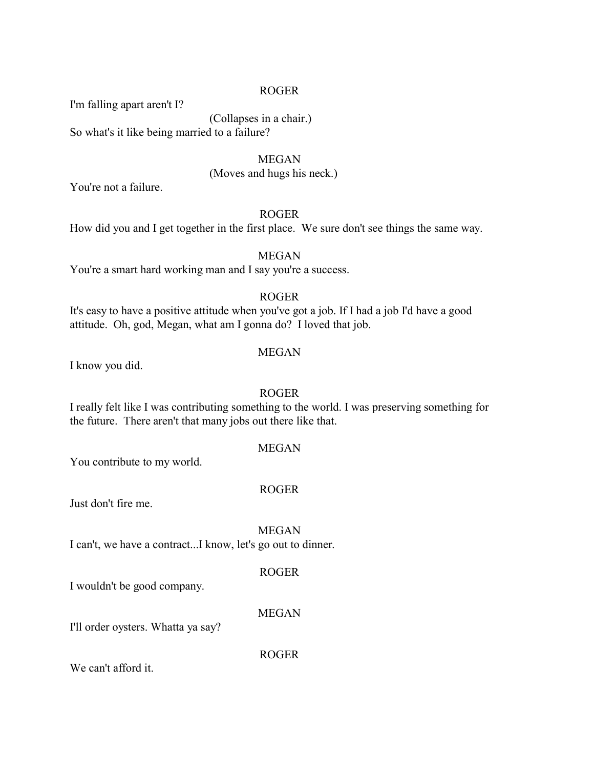ROGER

I'm falling apart aren't I?

(Collapses in a chair.)

So what's it like being married to a failure?

MEGAN

(Moves and hugs his neck.)

You're not a failure.

ROGER

How did you and I get together in the first place.  We sure don't see things the same way.

MEGAN

You're a smart hard working man and I say you're a success.

ROGER

It's easy to have a positive attitude when you've got a job. If I had a job I'd have a good attitude.  Oh, god, Megan, what am I gonna do?  I loved that job.

MEGAN

I know you did.

ROGER

I really felt like I was contributing something to the world. I was preserving something for the future.  There aren't that many jobs out there like that.

MEGAN

You contribute to my world.

ROGER

Just don't fire me.

MEGAN

I can't, we have a contract...I know, let's go out to dinner.

ROGER

I wouldn't be good company.

MEGAN

I'll order oysters. Whatta ya say?

ROGER

We can't afford it.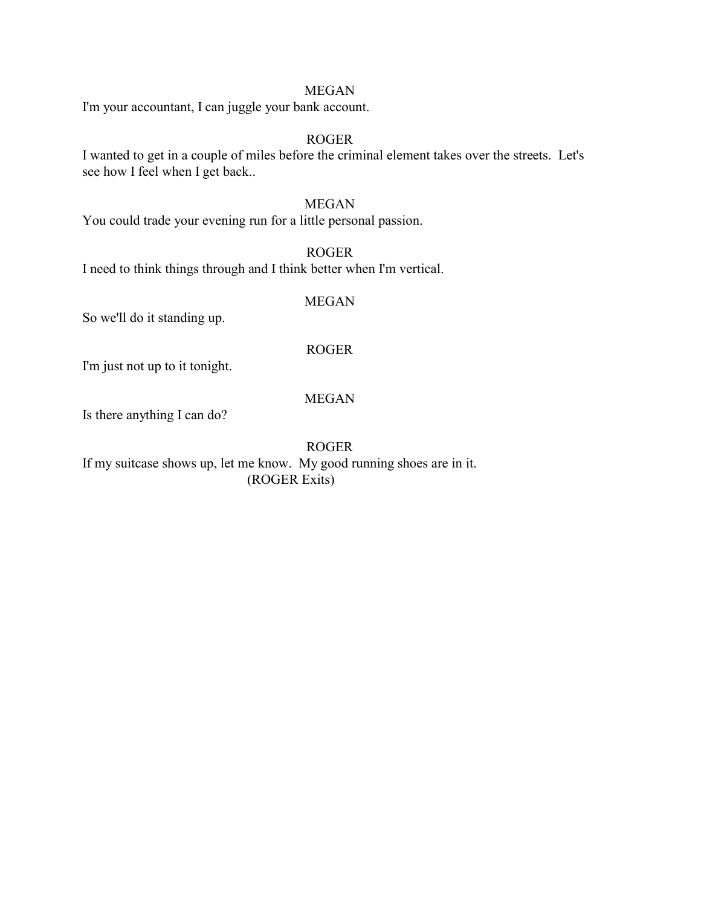MEGAN

I'm your accountant, I can juggle your bank account.

ROGER

I wanted to get in a couple of miles before the criminal element takes over the streets. Let's see how I feel when I get back..

MEGAN

You could trade your evening run for a little personal passion.

ROGER

I need to think things through and I think better when I'm vertical.

MEGAN

So we'll do it standing up.

ROGER

I'm just not up to it tonight.

MEGAN

Is there anything I can do?

ROGER

If my suitcase shows up, let me know. My good running shoes are in it.

(ROGER Exits)